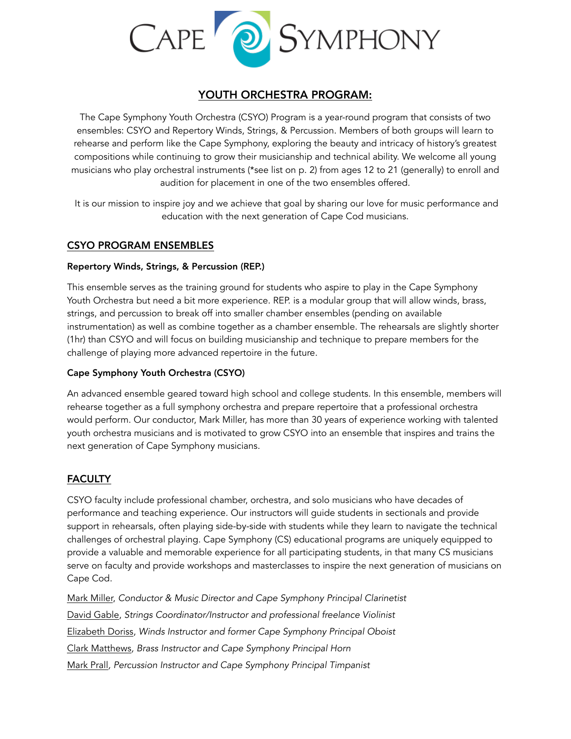# CAPE SYMPHONY

## YOUTH ORCHESTRA PROGRAM:

The Cape Symphony Youth Orchestra (CSYO) Program is a year-round program that consists of two ensembles: CSYO and Repertory Winds, Strings, & Percussion. Members of both groups will learn to rehearse and perform like the Cape Symphony, exploring the beauty and intricacy of history's greatest compositions while continuing to grow their musicianship and technical ability. We welcome all young musicians who play orchestral instruments (*see list on p. 2) from ages 12 to 21 (generally) to enroll and audition for placement in one of the two ensembles offered.

It is our mission to inspire joy and we achieve that goal by sharing our love for music performance and education with the next generation of Cape Cod musicians.

## CSYO PROGRAM ENSEMBLES

### Repertory Winds, Strings, & Percussion (REP.)

This ensemble serves as the training ground for students who aspire to play in the Cape Symphony Youth Orchestra but need a bit more experience. REP. is a modular group that will allow winds, brass, strings, and percussion to break off into smaller chamber ensembles (pending on available instrumentation) as well as combine together as a chamber ensemble. The rehearsals are slightly shorter (1hr) than CSYO and will focus on building musicianship and technique to prepare members for the challenge of playing more advanced repertoire in the future.

### Cape Symphony Youth Orchestra (CSYO)

An advanced ensemble geared toward high school and college students. In this ensemble, members will rehearse together as a full symphony orchestra and prepare repertoire that a professional orchestra would perform. Our conductor, Mark Miller, has more than 30 years of experience working with talented youth orchestra musicians and is motivated to grow CSYO into an ensemble that inspires and trains the next generation of Cape Symphony musicians.

## FACULTY

CSYO faculty include professional chamber, orchestra, and solo musicians who have decades of performance and teaching experience. Our instructors will guide students in sectionals and provide support in rehearsals, often playing side-by-side with students while they learn to navigate the technical challenges of orchestral playing. Cape Symphony (CS) educational programs are uniquely equipped to provide a valuable and memorable experience for all participating students, in that many CS musicians serve on faculty and provide workshops and masterclasses to inspire the next generation of musicians on Cape Cod.

Mark Miller, *Conductor & Music Director and Cape Symphony Principal Clarinetist*

David Gable, *Strings Coordinator/Instructor and professional freelance Violinist*

Elizabeth Doriss, *Winds Instructor and former Cape Symphony Principal Oboist*

Clark Matthews, *Brass Instructor and Cape Symphony Principal Horn*

Mark Prall, *Percussion Instructor and Cape Symphony Principal Timpanist*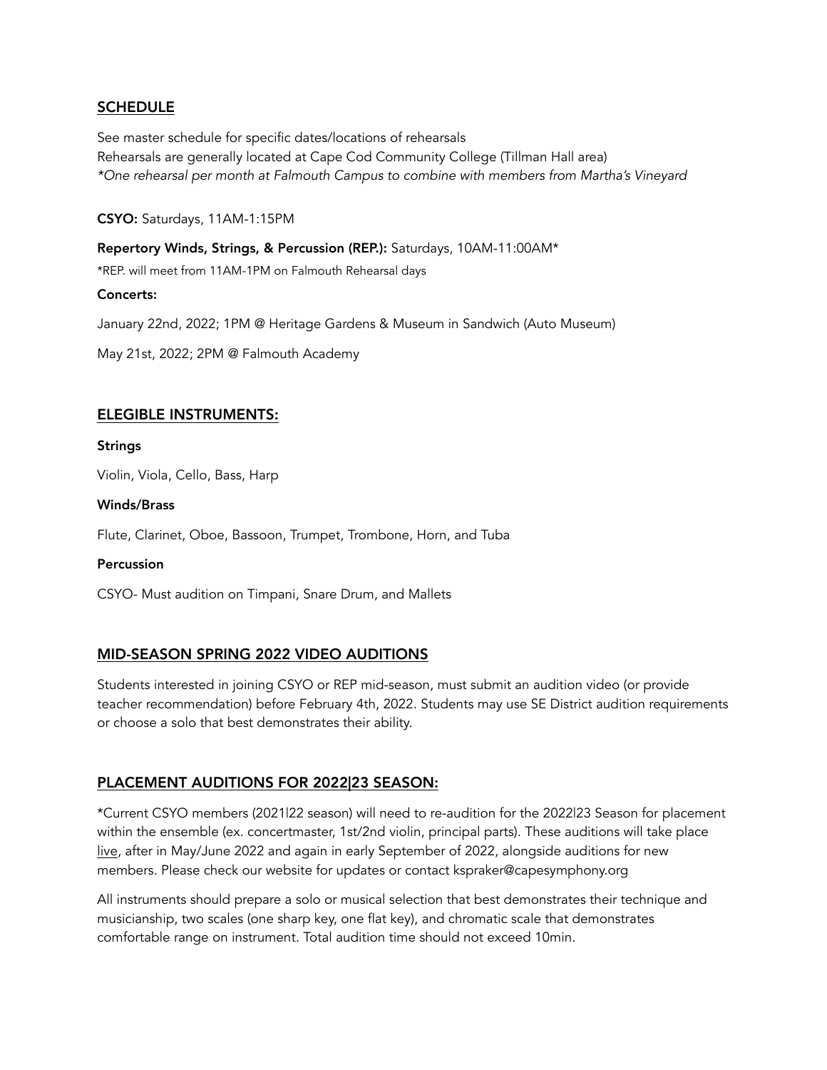## SCHEDULE

See master schedule for specific dates/locations of rehearsals
Rehearsals are generally located at Cape Cod Community College (Tillman Hall area)
*\*One rehearsal per month at Falmouth Campus to combine with members from Martha's Vineyard*

**CSYO:** Saturdays, 11AM-1:15PM

**Repertory Winds, Strings, & Percussion (REP.):** Saturdays, 10AM-11:00AM*

*REP. will meet from 11AM-1PM on Falmouth Rehearsal days

**Concerts:**

January 22nd, 2022; 1PM @ Heritage Gardens & Museum in Sandwich (Auto Museum)

May 21st, 2022; 2PM @ Falmouth Academy

## ELEGIBLE INSTRUMENTS:

**Strings**

Violin, Viola, Cello, Bass, Harp

**Winds/Brass**

Flute, Clarinet, Oboe, Bassoon, Trumpet, Trombone, Horn, and Tuba

**Percussion**

CSYO- Must audition on Timpani, Snare Drum, and Mallets

## MID-SEASON SPRING 2022 VIDEO AUDITIONS

Students interested in joining CSYO or REP mid-season, must submit an audition video (or provide teacher recommendation) before February 4th, 2022. Students may use SE District audition requirements or choose a solo that best demonstrates their ability.

## PLACEMENT AUDITIONS FOR 2022|23 SEASON:

*Current CSYO members (2021|22 season) will need to re-audition for the 2022|23 Season for placement within the ensemble (ex. concertmaster, 1st/2nd violin, principal parts). These auditions will take place live, after in May/June 2022 and again in early September of 2022, alongside auditions for new members. Please check our website for updates or contact kspraker@capesymphony.org

All instruments should prepare a solo or musical selection that best demonstrates their technique and musicianship, two scales (one sharp key, one flat key), and chromatic scale that demonstrates comfortable range on instrument. Total audition time should not exceed 10min.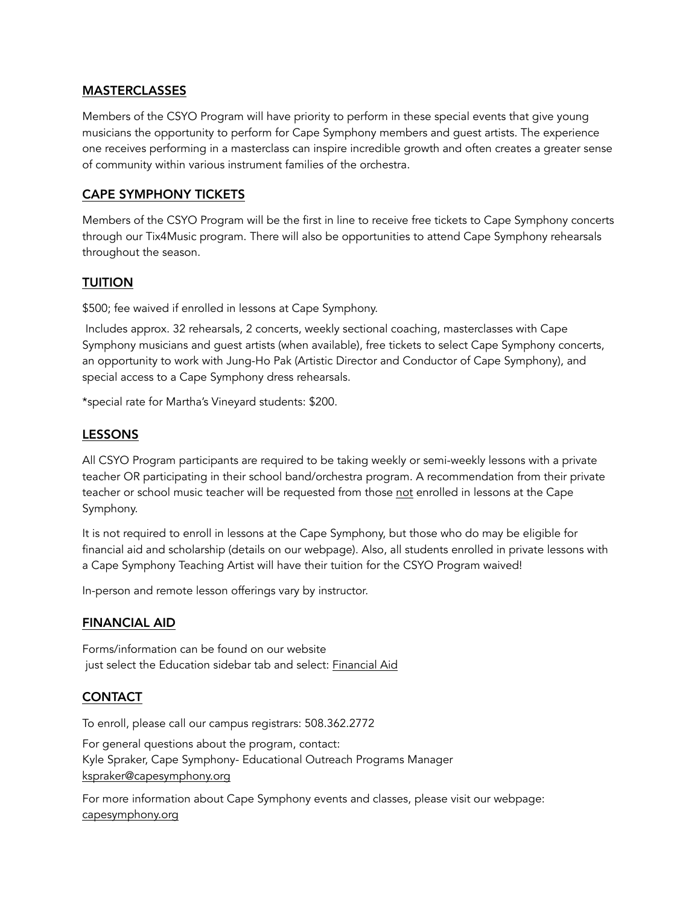## MASTERCLASSES

Members of the CSYO Program will have priority to perform in these special events that give young musicians the opportunity to perform for Cape Symphony members and guest artists. The experience one receives performing in a masterclass can inspire incredible growth and often creates a greater sense of community within various instrument families of the orchestra.

## CAPE SYMPHONY TICKETS

Members of the CSYO Program will be the first in line to receive free tickets to Cape Symphony concerts through our Tix4Music program. There will also be opportunities to attend Cape Symphony rehearsals throughout the season.

## TUITION

$500; fee waived if enrolled in lessons at Cape Symphony.

Includes approx. 32 rehearsals, 2 concerts, weekly sectional coaching, masterclasses with Cape Symphony musicians and guest artists (when available), free tickets to select Cape Symphony concerts, an opportunity to work with Jung-Ho Pak (Artistic Director and Conductor of Cape Symphony), and special access to a Cape Symphony dress rehearsals.

*special rate for Martha's Vineyard students: $200.

## LESSONS

All CSYO Program participants are required to be taking weekly or semi-weekly lessons with a private teacher OR participating in their school band/orchestra program. A recommendation from their private teacher or school music teacher will be requested from those not enrolled in lessons at the Cape Symphony.

It is not required to enroll in lessons at the Cape Symphony, but those who do may be eligible for financial aid and scholarship (details on our webpage). Also, all students enrolled in private lessons with a Cape Symphony Teaching Artist will have their tuition for the CSYO Program waived!

In-person and remote lesson offerings vary by instructor.

## FINANCIAL AID

Forms/information can be found on our website
just select the Education sidebar tab and select: Financial Aid

## CONTACT

To enroll, please call our campus registrars: 508.362.2772

For general questions about the program, contact:
Kyle Spraker, Cape Symphony- Educational Outreach Programs Manager
kspraker@capesymphony.org

For more information about Cape Symphony events and classes, please visit our webpage:
capesymphony.org